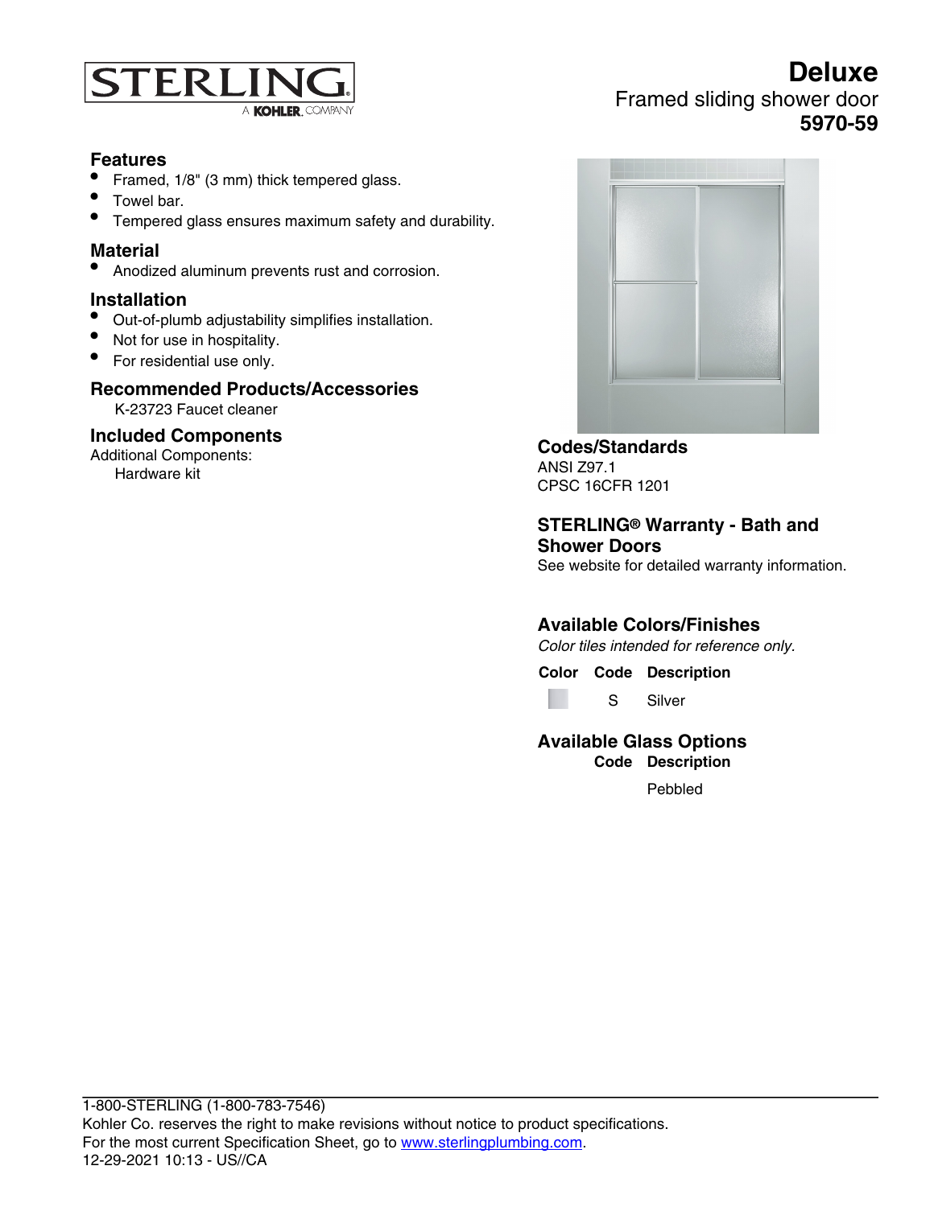# Deluxe

Framed sliding shower door

**5970-59**

## Features

- Framed, 1/8" (3 mm) thick tempered glass.
- Towel bar.
- Tempered glass ensures maximum safety and durability.

## Material

- Anodized aluminum prevents rust and corrosion.

## Installation

- Out-of-plumb adjustability simplifies installation.
- Not for use in hospitality.
- For residential use only.

## Recommended Products/Accessories

K-23723 Faucet cleaner

## Included Components

Additional Components:

Hardware kit

## Codes/Standards

ANSI Z97.1

CPSC 16CFR 1201

## STERLING® Warranty - Bath and Shower Doors

See website for detailed warranty information.

## Available Colors/Finishes

*Color tiles intended for reference only.*

| Color | Code | Description |
|---|---|---|
| | S | Silver |

## Available Glass Options

| Code | Description |
|---|---|
| | Pebbled |

1-800-STERLING (1-800-783-7546)

Kohler Co. reserves the right to make revisions without notice to product specifications.

For the most current Specification Sheet, go to www.sterlingplumbing.com.

12-29-2021 10:13 - US//CA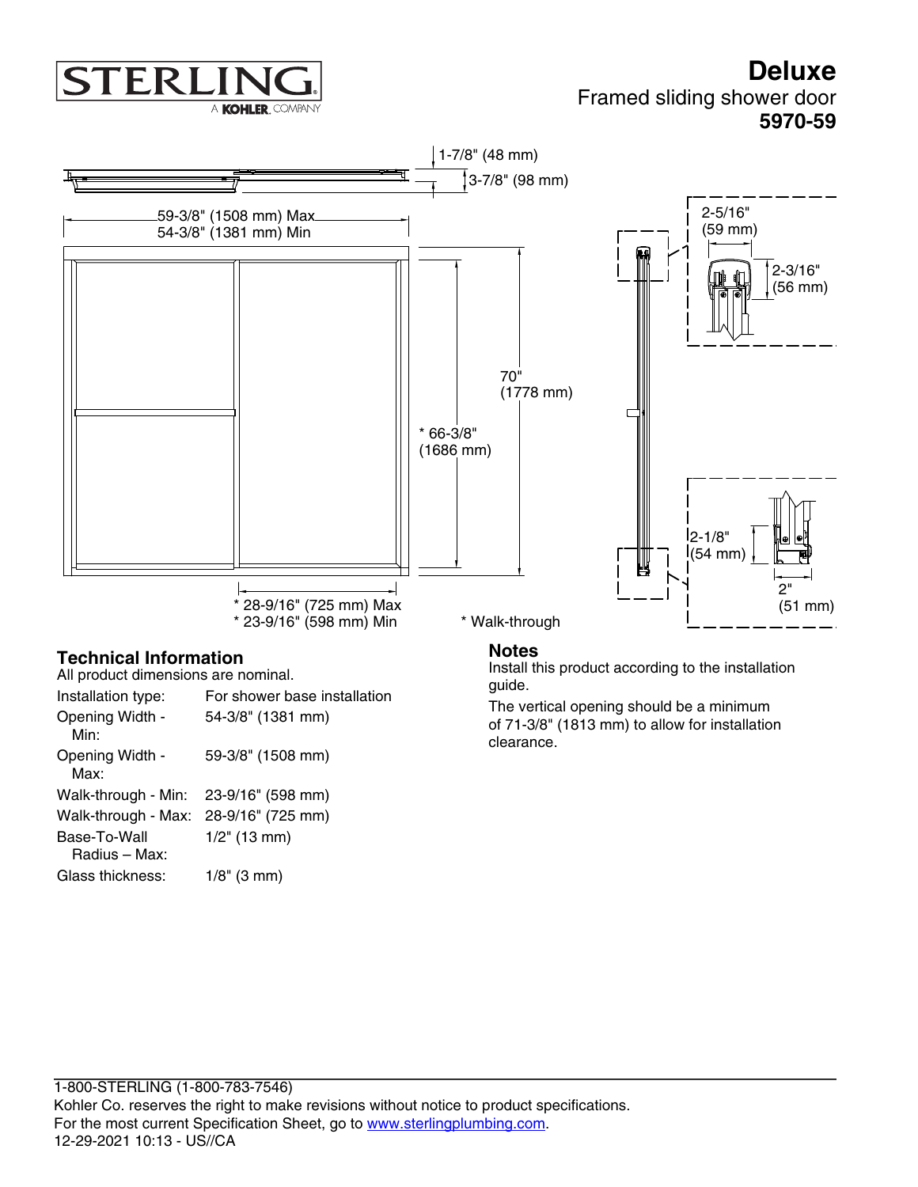# Deluxe

Framed sliding shower door

**5970-59**

1-7/8" (48 mm)

3-7/8" (98 mm)

59-3/8" (1508 mm) Max
54-3/8" (1381 mm) Min

2-5/16" (59 mm)

2-3/16" (56 mm)

70" (1778 mm)

* 66-3/8" (1686 mm)

2-1/8" (54 mm)

2" (51 mm)

* 28-9/16" (725 mm) Max
* 23-9/16" (598 mm) Min

* Walk-through

## Technical Information

All product dimensions are nominal.

| | |
|---|---|
| Installation type: | For shower base installation |
| Opening Width - Min: | 54-3/8" (1381 mm) |
| Opening Width - Max: | 59-3/8" (1508 mm) |
| Walk-through - Min: | 23-9/16" (598 mm) |
| Walk-through - Max: | 28-9/16" (725 mm) |
| Base-To-Wall Radius – Max: | 1/2" (13 mm) |
| Glass thickness: | 1/8" (3 mm) |

## Notes

Install this product according to the installation guide.

The vertical opening should be a minimum of 71-3/8" (1813 mm) to allow for installation clearance.

1-800-STERLING (1-800-783-7546)
Kohler Co. reserves the right to make revisions without notice to product specifications.
For the most current Specification Sheet, go to www.sterlingplumbing.com.
12-29-2021 10:13 - US//CA